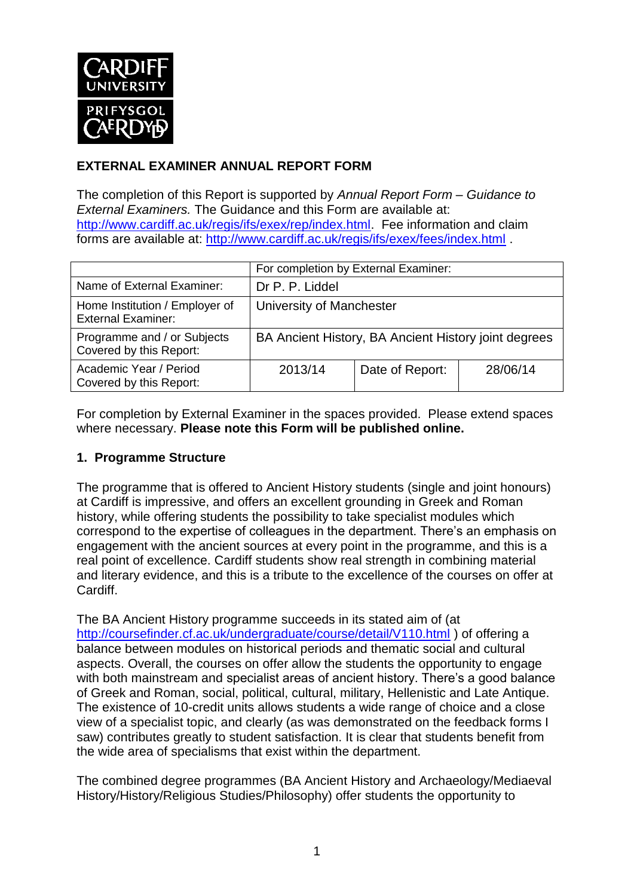## EXTERNAL EXAMINER ANNUAL REPORT FORM

The completion of this Report is supported by *Annual Report Form – Guidance to External Examiners.* The Guidance and this Form are available at: http://www.cardiff.ac.uk/regis/ifs/exex/rep/index.html. Fee information and claim forms are available at: http://www.cardiff.ac.uk/regis/ifs/exex/fees/index.html .

| | For completion by External Examiner: | | |
|---|---|---|---|
| Name of External Examiner: | Dr P. P. Liddel | | |
| Home Institution / Employer of External Examiner: | University of Manchester | | |
| Programme and / or Subjects Covered by this Report: | BA Ancient History, BA Ancient History joint degrees | | |
| Academic Year / Period Covered by this Report: | 2013/14 | Date of Report: | 28/06/14 |

For completion by External Examiner in the spaces provided. Please extend spaces where necessary. **Please note this Form will be published online.**

### 1. Programme Structure

The programme that is offered to Ancient History students (single and joint honours) at Cardiff is impressive, and offers an excellent grounding in Greek and Roman history, while offering students the possibility to take specialist modules which correspond to the expertise of colleagues in the department. There's an emphasis on engagement with the ancient sources at every point in the programme, and this is a real point of excellence. Cardiff students show real strength in combining material and literary evidence, and this is a tribute to the excellence of the courses on offer at Cardiff.

The BA Ancient History programme succeeds in its stated aim of (at http://coursefinder.cf.ac.uk/undergraduate/course/detail/V110.html ) of offering a balance between modules on historical periods and thematic social and cultural aspects. Overall, the courses on offer allow the students the opportunity to engage with both mainstream and specialist areas of ancient history. There's a good balance of Greek and Roman, social, political, cultural, military, Hellenistic and Late Antique. The existence of 10-credit units allows students a wide range of choice and a close view of a specialist topic, and clearly (as was demonstrated on the feedback forms I saw) contributes greatly to student satisfaction. It is clear that students benefit from the wide area of specialisms that exist within the department.

The combined degree programmes (BA Ancient History and Archaeology/Mediaeval History/History/Religious Studies/Philosophy) offer students the opportunity to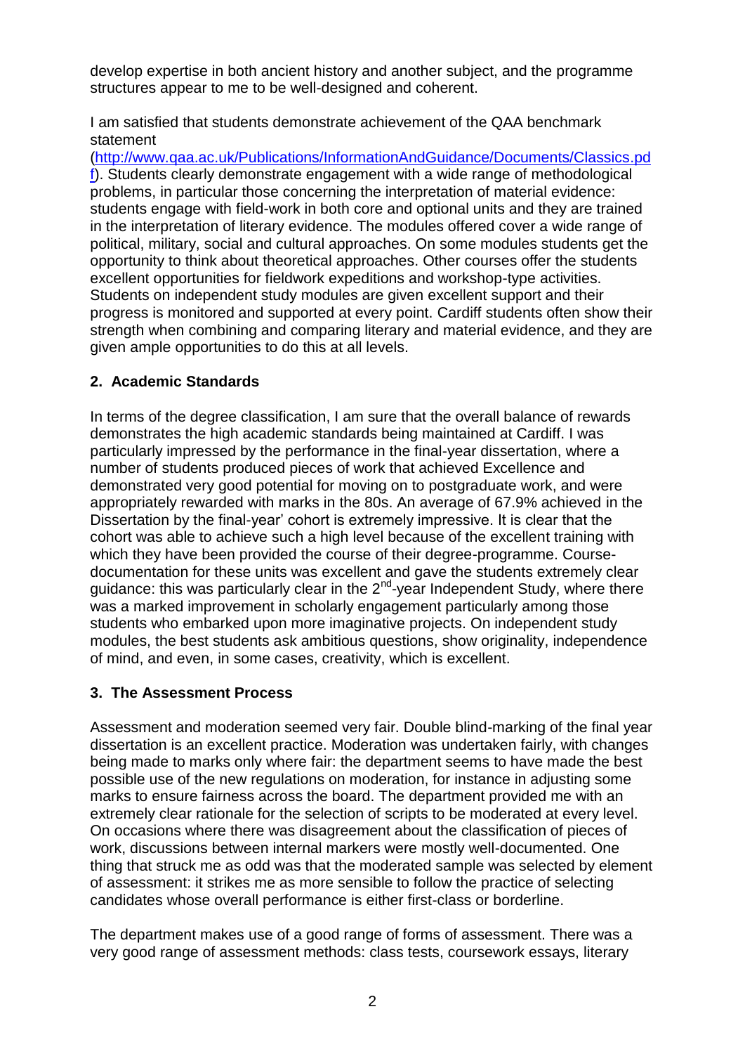develop expertise in both ancient history and another subject, and the programme structures appear to me to be well-designed and coherent.

I am satisfied that students demonstrate achievement of the QAA benchmark statement (http://www.qaa.ac.uk/Publications/InformationAndGuidance/Documents/Classics.pdf). Students clearly demonstrate engagement with a wide range of methodological problems, in particular those concerning the interpretation of material evidence: students engage with field-work in both core and optional units and they are trained in the interpretation of literary evidence. The modules offered cover a wide range of political, military, social and cultural approaches. On some modules students get the opportunity to think about theoretical approaches. Other courses offer the students excellent opportunities for fieldwork expeditions and workshop-type activities. Students on independent study modules are given excellent support and their progress is monitored and supported at every point. Cardiff students often show their strength when combining and comparing literary and material evidence, and they are given ample opportunities to do this at all levels.

## 2. Academic Standards

In terms of the degree classification, I am sure that the overall balance of rewards demonstrates the high academic standards being maintained at Cardiff. I was particularly impressed by the performance in the final-year dissertation, where a number of students produced pieces of work that achieved Excellence and demonstrated very good potential for moving on to postgraduate work, and were appropriately rewarded with marks in the 80s. An average of 67.9% achieved in the Dissertation by the final-year' cohort is extremely impressive. It is clear that the cohort was able to achieve such a high level because of the excellent training with which they have been provided the course of their degree-programme. Course-documentation for these units was excellent and gave the students extremely clear guidance: this was particularly clear in the 2nd-year Independent Study, where there was a marked improvement in scholarly engagement particularly among those students who embarked upon more imaginative projects. On independent study modules, the best students ask ambitious questions, show originality, independence of mind, and even, in some cases, creativity, which is excellent.

## 3. The Assessment Process

Assessment and moderation seemed very fair. Double blind-marking of the final year dissertation is an excellent practice. Moderation was undertaken fairly, with changes being made to marks only where fair: the department seems to have made the best possible use of the new regulations on moderation, for instance in adjusting some marks to ensure fairness across the board. The department provided me with an extremely clear rationale for the selection of scripts to be moderated at every level. On occasions where there was disagreement about the classification of pieces of work, discussions between internal markers were mostly well-documented. One thing that struck me as odd was that the moderated sample was selected by element of assessment: it strikes me as more sensible to follow the practice of selecting candidates whose overall performance is either first-class or borderline.

The department makes use of a good range of forms of assessment. There was a very good range of assessment methods: class tests, coursework essays, literary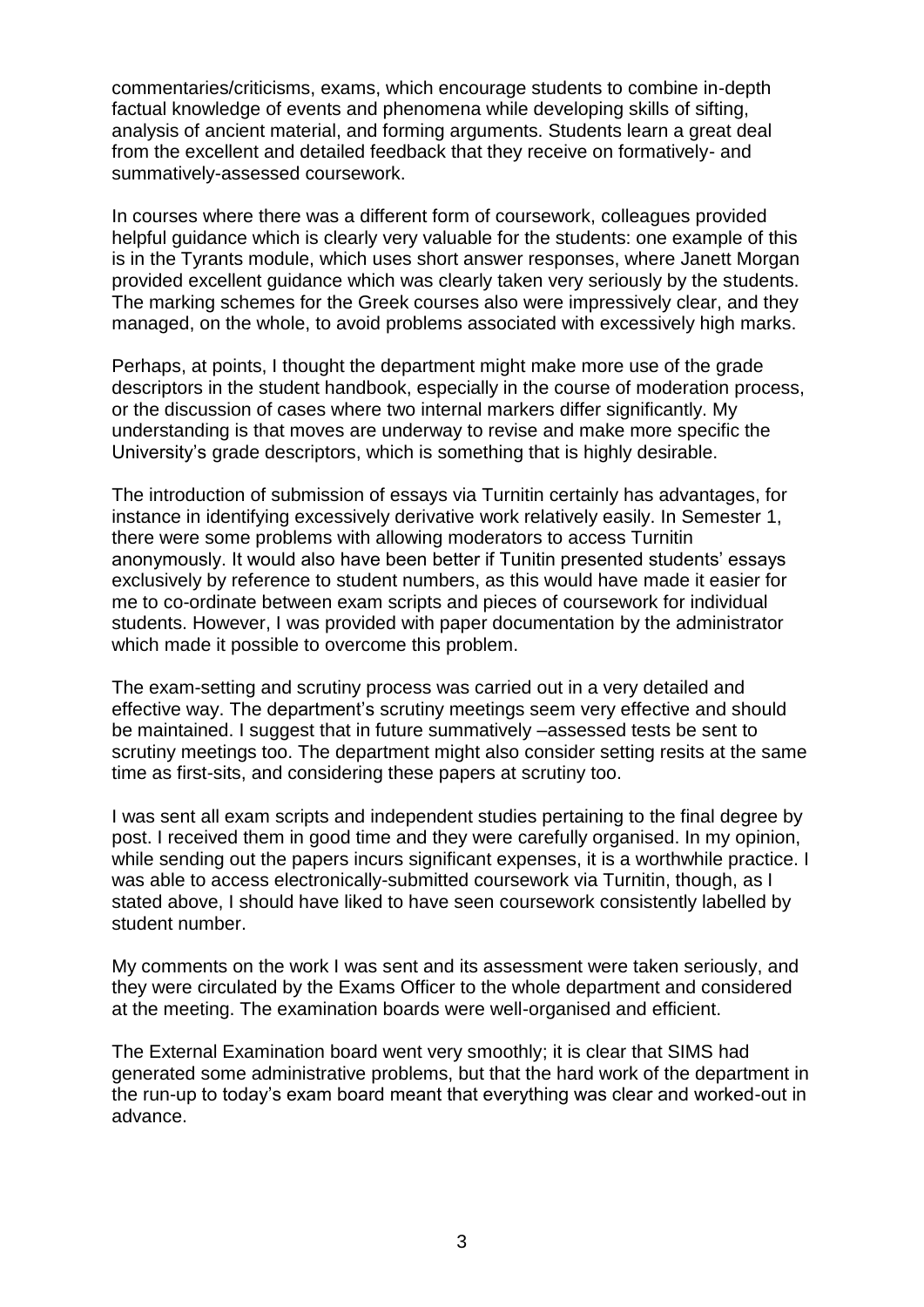commentaries/criticisms, exams, which encourage students to combine in-depth factual knowledge of events and phenomena while developing skills of sifting, analysis of ancient material, and forming arguments. Students learn a great deal from the excellent and detailed feedback that they receive on formatively- and summatively-assessed coursework.

In courses where there was a different form of coursework, colleagues provided helpful guidance which is clearly very valuable for the students: one example of this is in the Tyrants module, which uses short answer responses, where Janett Morgan provided excellent guidance which was clearly taken very seriously by the students. The marking schemes for the Greek courses also were impressively clear, and they managed, on the whole, to avoid problems associated with excessively high marks.

Perhaps, at points, I thought the department might make more use of the grade descriptors in the student handbook, especially in the course of moderation process, or the discussion of cases where two internal markers differ significantly. My understanding is that moves are underway to revise and make more specific the University's grade descriptors, which is something that is highly desirable.

The introduction of submission of essays via Turnitin certainly has advantages, for instance in identifying excessively derivative work relatively easily. In Semester 1, there were some problems with allowing moderators to access Turnitin anonymously. It would also have been better if Tunitin presented students' essays exclusively by reference to student numbers, as this would have made it easier for me to co-ordinate between exam scripts and pieces of coursework for individual students. However, I was provided with paper documentation by the administrator which made it possible to overcome this problem.

The exam-setting and scrutiny process was carried out in a very detailed and effective way. The department's scrutiny meetings seem very effective and should be maintained. I suggest that in future summatively –assessed tests be sent to scrutiny meetings too. The department might also consider setting resits at the same time as first-sits, and considering these papers at scrutiny too.

I was sent all exam scripts and independent studies pertaining to the final degree by post. I received them in good time and they were carefully organised. In my opinion, while sending out the papers incurs significant expenses, it is a worthwhile practice. I was able to access electronically-submitted coursework via Turnitin, though, as I stated above, I should have liked to have seen coursework consistently labelled by student number.

My comments on the work I was sent and its assessment were taken seriously, and they were circulated by the Exams Officer to the whole department and considered at the meeting. The examination boards were well-organised and efficient.

The External Examination board went very smoothly; it is clear that SIMS had generated some administrative problems, but that the hard work of the department in the run-up to today's exam board meant that everything was clear and worked-out in advance.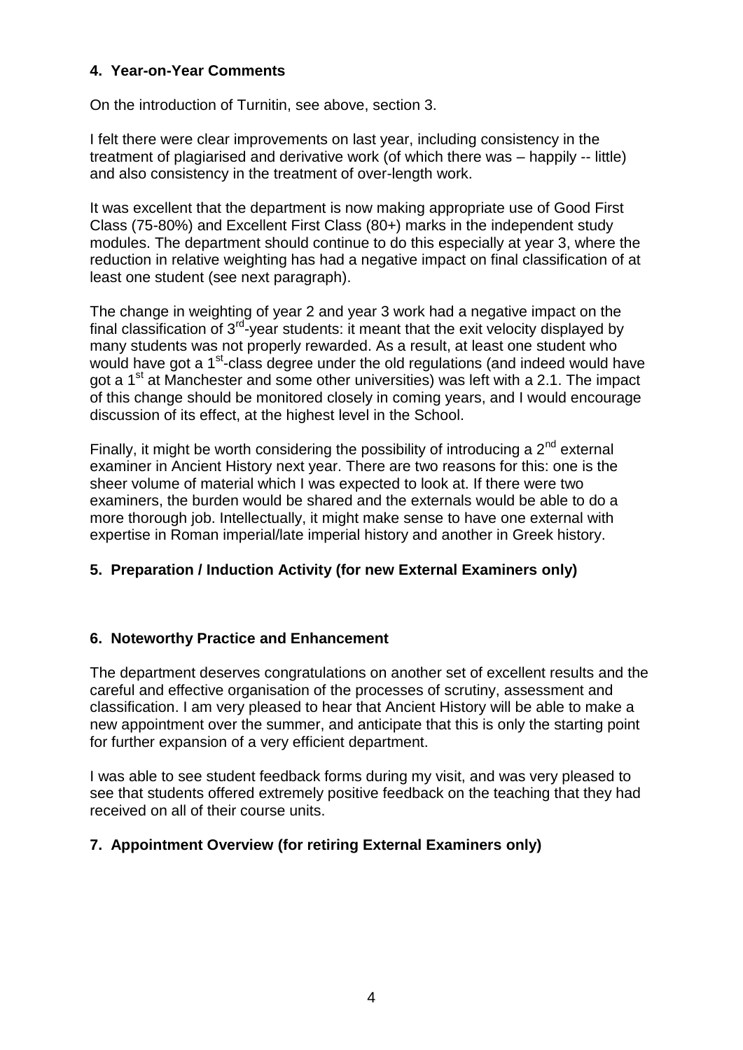## 4. Year-on-Year Comments

On the introduction of Turnitin, see above, section 3.

I felt there were clear improvements on last year, including consistency in the treatment of plagiarised and derivative work (of which there was – happily -- little) and also consistency in the treatment of over-length work.

It was excellent that the department is now making appropriate use of Good First Class (75-80%) and Excellent First Class (80+) marks in the independent study modules. The department should continue to do this especially at year 3, where the reduction in relative weighting has had a negative impact on final classification of at least one student (see next paragraph).

The change in weighting of year 2 and year 3 work had a negative impact on the final classification of 3rd-year students: it meant that the exit velocity displayed by many students was not properly rewarded. As a result, at least one student who would have got a 1st-class degree under the old regulations (and indeed would have got a 1st at Manchester and some other universities) was left with a 2.1. The impact of this change should be monitored closely in coming years, and I would encourage discussion of its effect, at the highest level in the School.

Finally, it might be worth considering the possibility of introducing a 2nd external examiner in Ancient History next year. There are two reasons for this: one is the sheer volume of material which I was expected to look at. If there were two examiners, the burden would be shared and the externals would be able to do a more thorough job. Intellectually, it might make sense to have one external with expertise in Roman imperial/late imperial history and another in Greek history.

## 5. Preparation / Induction Activity (for new External Examiners only)

## 6. Noteworthy Practice and Enhancement

The department deserves congratulations on another set of excellent results and the careful and effective organisation of the processes of scrutiny, assessment and classification. I am very pleased to hear that Ancient History will be able to make a new appointment over the summer, and anticipate that this is only the starting point for further expansion of a very efficient department.

I was able to see student feedback forms during my visit, and was very pleased to see that students offered extremely positive feedback on the teaching that they had received on all of their course units.

## 7. Appointment Overview (for retiring External Examiners only)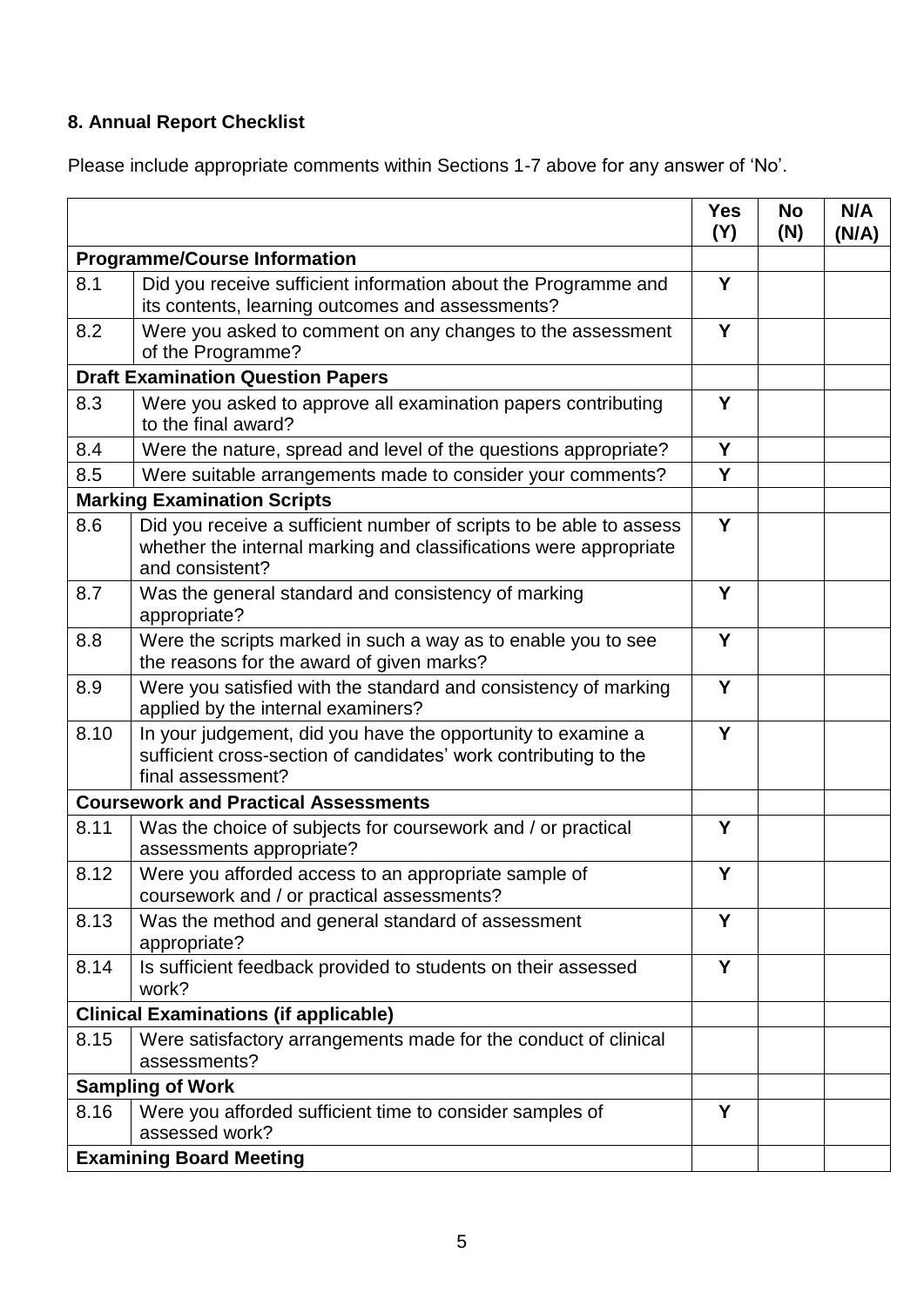## 8. Annual Report Checklist

Please include appropriate comments within Sections 1-7 above for any answer of 'No'.

| | | Yes (Y) | No (N) | N/A (N/A) |
|---|---|---|---|---|
| **Programme/Course Information** | | | | |
| 8.1 | Did you receive sufficient information about the Programme and its contents, learning outcomes and assessments? | Y | | |
| 8.2 | Were you asked to comment on any changes to the assessment of the Programme? | Y | | |
| **Draft Examination Question Papers** | | | | |
| 8.3 | Were you asked to approve all examination papers contributing to the final award? | Y | | |
| 8.4 | Were the nature, spread and level of the questions appropriate? | Y | | |
| 8.5 | Were suitable arrangements made to consider your comments? | Y | | |
| **Marking Examination Scripts** | | | | |
| 8.6 | Did you receive a sufficient number of scripts to be able to assess whether the internal marking and classifications were appropriate and consistent? | Y | | |
| 8.7 | Was the general standard and consistency of marking appropriate? | Y | | |
| 8.8 | Were the scripts marked in such a way as to enable you to see the reasons for the award of given marks? | Y | | |
| 8.9 | Were you satisfied with the standard and consistency of marking applied by the internal examiners? | Y | | |
| 8.10 | In your judgement, did you have the opportunity to examine a sufficient cross-section of candidates' work contributing to the final assessment? | Y | | |
| **Coursework and Practical Assessments** | | | | |
| 8.11 | Was the choice of subjects for coursework and / or practical assessments appropriate? | Y | | |
| 8.12 | Were you afforded access to an appropriate sample of coursework and / or practical assessments? | Y | | |
| 8.13 | Was the method and general standard of assessment appropriate? | Y | | |
| 8.14 | Is sufficient feedback provided to students on their assessed work? | Y | | |
| **Clinical Examinations (if applicable)** | | | | |
| 8.15 | Were satisfactory arrangements made for the conduct of clinical assessments? | | | |
| **Sampling of Work** | | | | |
| 8.16 | Were you afforded sufficient time to consider samples of assessed work? | Y | | |
| **Examining Board Meeting** | | | | |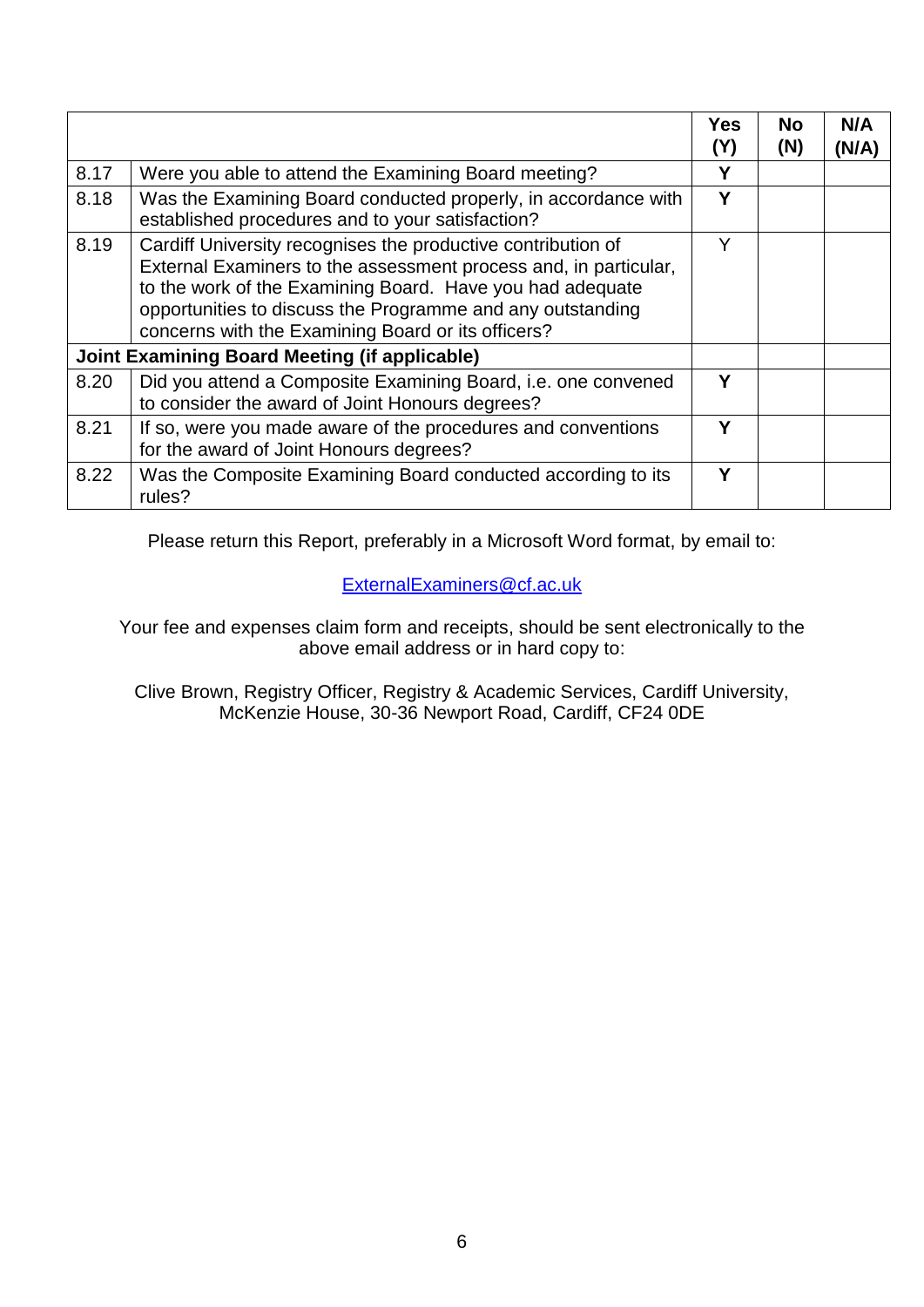| | | Yes (Y) | No (N) | N/A (N/A) |
|---|---|---|---|---|
| 8.17 | Were you able to attend the Examining Board meeting? | **Y** | | |
| 8.18 | Was the Examining Board conducted properly, in accordance with established procedures and to your satisfaction? | **Y** | | |
| 8.19 | Cardiff University recognises the productive contribution of External Examiners to the assessment process and, in particular, to the work of the Examining Board. Have you had adequate opportunities to discuss the Programme and any outstanding concerns with the Examining Board or its officers? | Y | | |
| **Joint Examining Board Meeting (if applicable)** | | | | |
| 8.20 | Did you attend a Composite Examining Board, i.e. one convened to consider the award of Joint Honours degrees? | **Y** | | |
| 8.21 | If so, were you made aware of the procedures and conventions for the award of Joint Honours degrees? | **Y** | | |
| 8.22 | Was the Composite Examining Board conducted according to its rules? | **Y** | | |

Please return this Report, preferably in a Microsoft Word format, by email to:

ExternalExaminers@cf.ac.uk

Your fee and expenses claim form and receipts, should be sent electronically to the above email address or in hard copy to:

Clive Brown, Registry Officer, Registry & Academic Services, Cardiff University, McKenzie House, 30-36 Newport Road, Cardiff, CF24 0DE